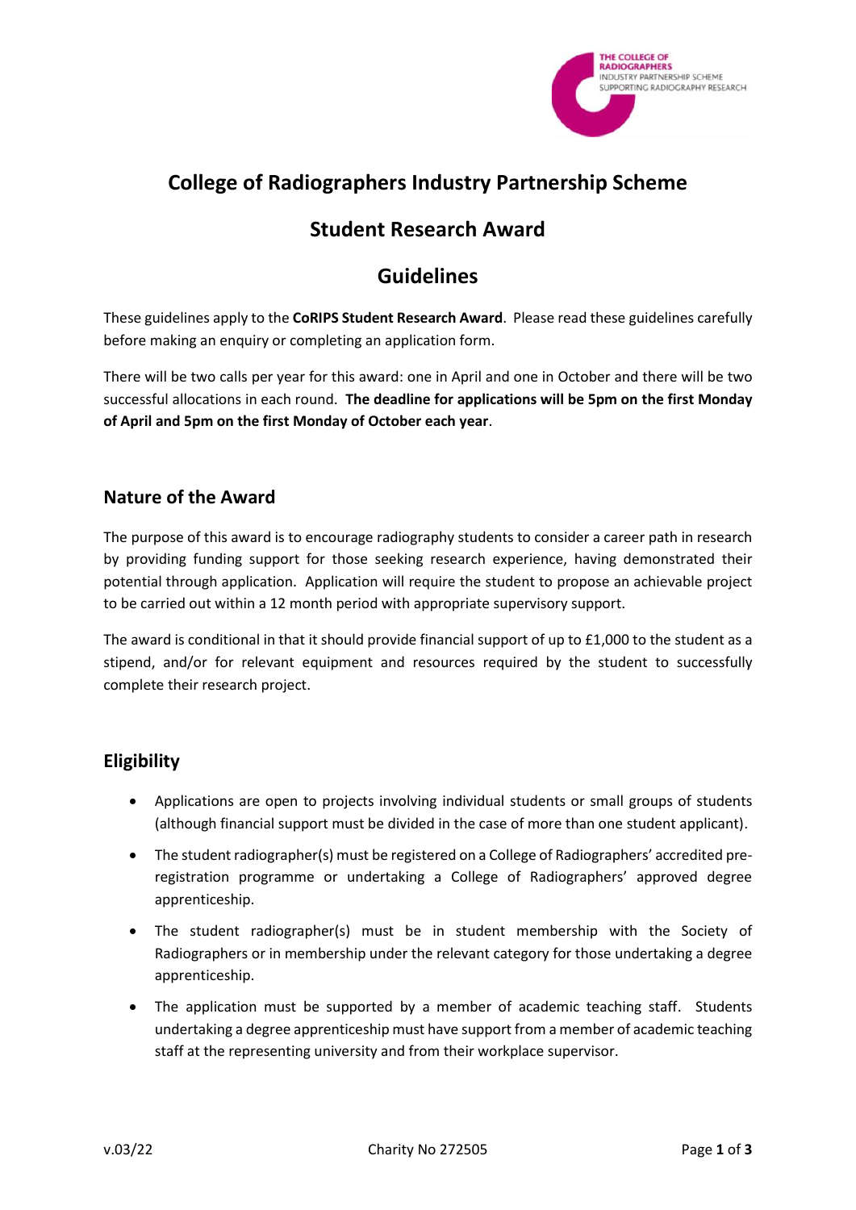# College of Radiographers Industry Partnership Scheme

## Student Research Award

## Guidelines

These guidelines apply to the **CoRIPS Student Research Award**. Please read these guidelines carefully before making an enquiry or completing an application form.

There will be two calls per year for this award: one in April and one in October and there will be two successful allocations in each round. **The deadline for applications will be 5pm on the first Monday of April and 5pm on the first Monday of October each year**.

### Nature of the Award

The purpose of this award is to encourage radiography students to consider a career path in research by providing funding support for those seeking research experience, having demonstrated their potential through application. Application will require the student to propose an achievable project to be carried out within a 12 month period with appropriate supervisory support.

The award is conditional in that it should provide financial support of up to £1,000 to the student as a stipend, and/or for relevant equipment and resources required by the student to successfully complete their research project.

### Eligibility

- Applications are open to projects involving individual students or small groups of students (although financial support must be divided in the case of more than one student applicant).
- The student radiographer(s) must be registered on a College of Radiographers' accredited pre-registration programme or undertaking a College of Radiographers' approved degree apprenticeship.
- The student radiographer(s) must be in student membership with the Society of Radiographers or in membership under the relevant category for those undertaking a degree apprenticeship.
- The application must be supported by a member of academic teaching staff. Students undertaking a degree apprenticeship must have support from a member of academic teaching staff at the representing university and from their workplace supervisor.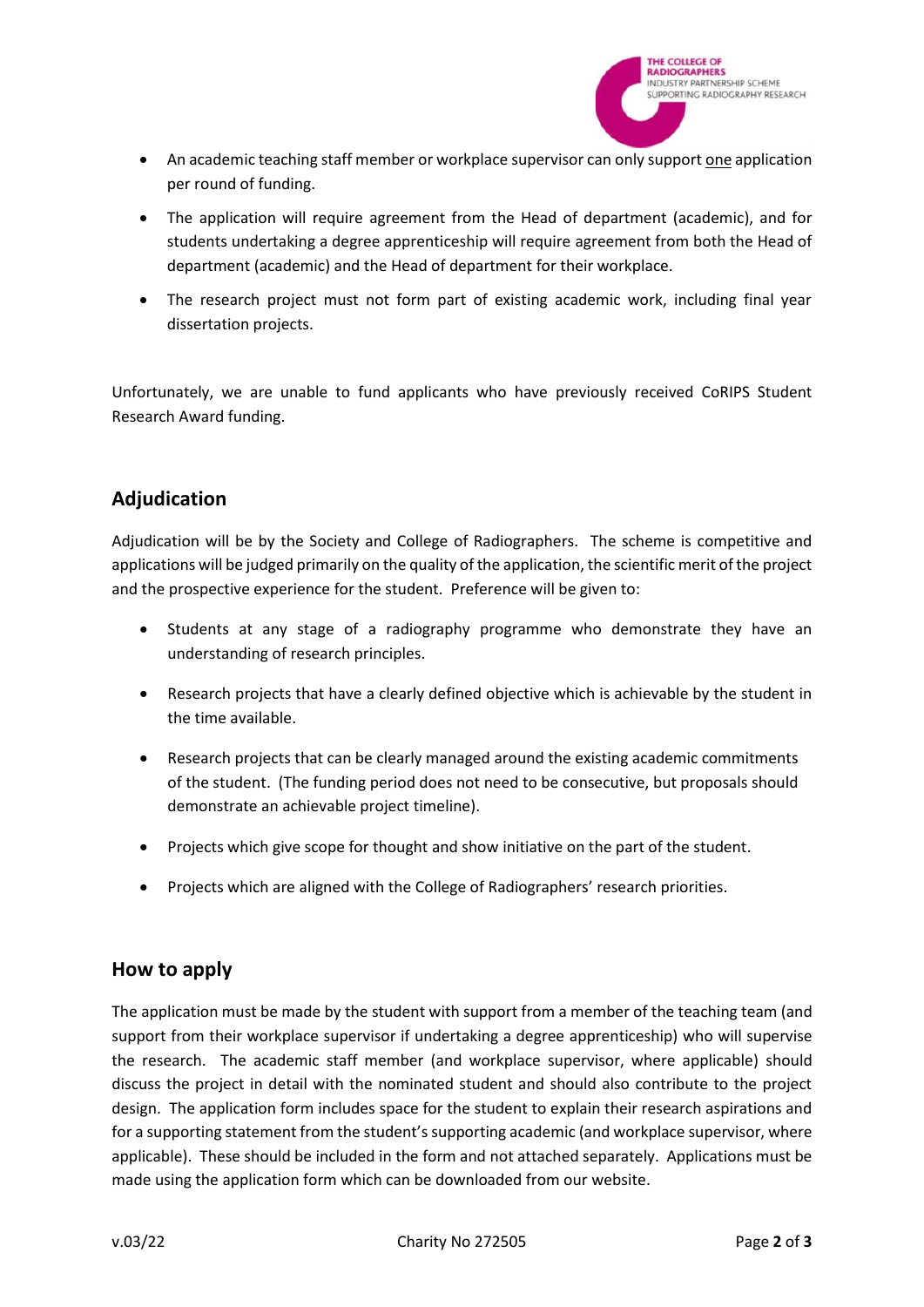- An academic teaching staff member or workplace supervisor can only support one application per round of funding.
- The application will require agreement from the Head of department (academic), and for students undertaking a degree apprenticeship will require agreement from both the Head of department (academic) and the Head of department for their workplace.
- The research project must not form part of existing academic work, including final year dissertation projects.

Unfortunately, we are unable to fund applicants who have previously received CoRIPS Student Research Award funding.

## Adjudication

Adjudication will be by the Society and College of Radiographers. The scheme is competitive and applications will be judged primarily on the quality of the application, the scientific merit of the project and the prospective experience for the student. Preference will be given to:

- Students at any stage of a radiography programme who demonstrate they have an understanding of research principles.
- Research projects that have a clearly defined objective which is achievable by the student in the time available.
- Research projects that can be clearly managed around the existing academic commitments of the student. (The funding period does not need to be consecutive, but proposals should demonstrate an achievable project timeline).
- Projects which give scope for thought and show initiative on the part of the student.
- Projects which are aligned with the College of Radiographers' research priorities.

## How to apply

The application must be made by the student with support from a member of the teaching team (and support from their workplace supervisor if undertaking a degree apprenticeship) who will supervise the research. The academic staff member (and workplace supervisor, where applicable) should discuss the project in detail with the nominated student and should also contribute to the project design. The application form includes space for the student to explain their research aspirations and for a supporting statement from the student's supporting academic (and workplace supervisor, where applicable). These should be included in the form and not attached separately. Applications must be made using the application form which can be downloaded from our website.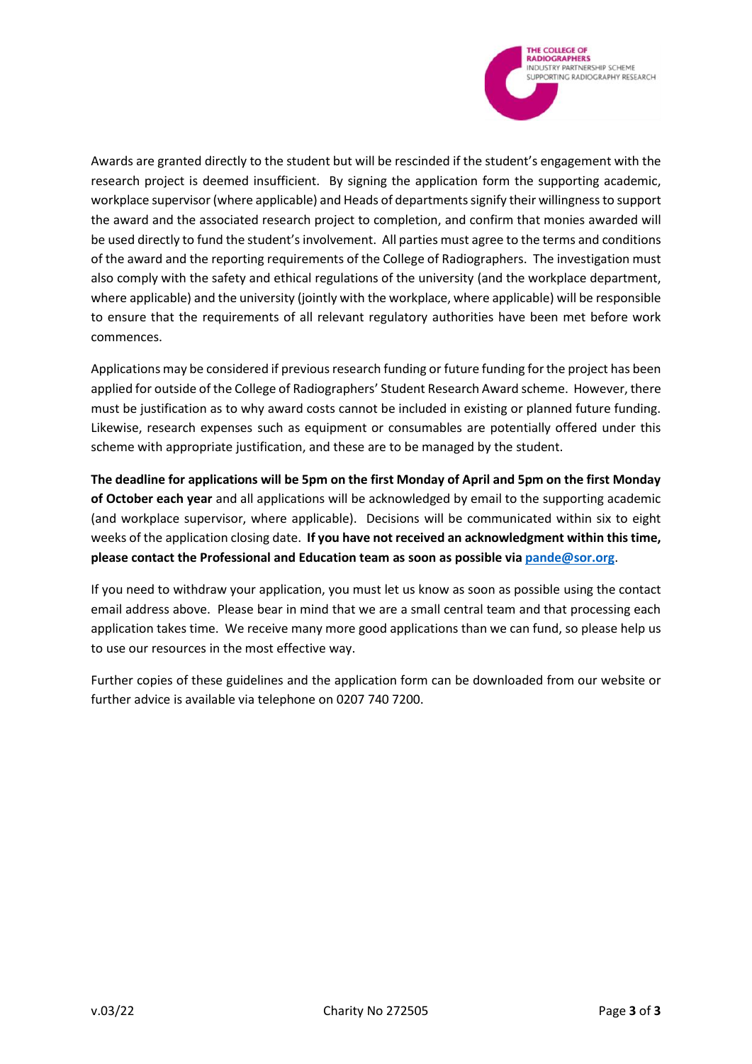Awards are granted directly to the student but will be rescinded if the student's engagement with the research project is deemed insufficient. By signing the application form the supporting academic, workplace supervisor (where applicable) and Heads of departments signify their willingness to support the award and the associated research project to completion, and confirm that monies awarded will be used directly to fund the student's involvement. All parties must agree to the terms and conditions of the award and the reporting requirements of the College of Radiographers. The investigation must also comply with the safety and ethical regulations of the university (and the workplace department, where applicable) and the university (jointly with the workplace, where applicable) will be responsible to ensure that the requirements of all relevant regulatory authorities have been met before work commences.

Applications may be considered if previous research funding or future funding for the project has been applied for outside of the College of Radiographers' Student Research Award scheme. However, there must be justification as to why award costs cannot be included in existing or planned future funding. Likewise, research expenses such as equipment or consumables are potentially offered under this scheme with appropriate justification, and these are to be managed by the student.

**The deadline for applications will be 5pm on the first Monday of April and 5pm on the first Monday of October each year** and all applications will be acknowledged by email to the supporting academic (and workplace supervisor, where applicable). Decisions will be communicated within six to eight weeks of the application closing date. **If you have not received an acknowledgment within this time, please contact the Professional and Education team as soon as possible via pande@sor.org**.

If you need to withdraw your application, you must let us know as soon as possible using the contact email address above. Please bear in mind that we are a small central team and that processing each application takes time. We receive many more good applications than we can fund, so please help us to use our resources in the most effective way.

Further copies of these guidelines and the application form can be downloaded from our website or further advice is available via telephone on 0207 740 7200.